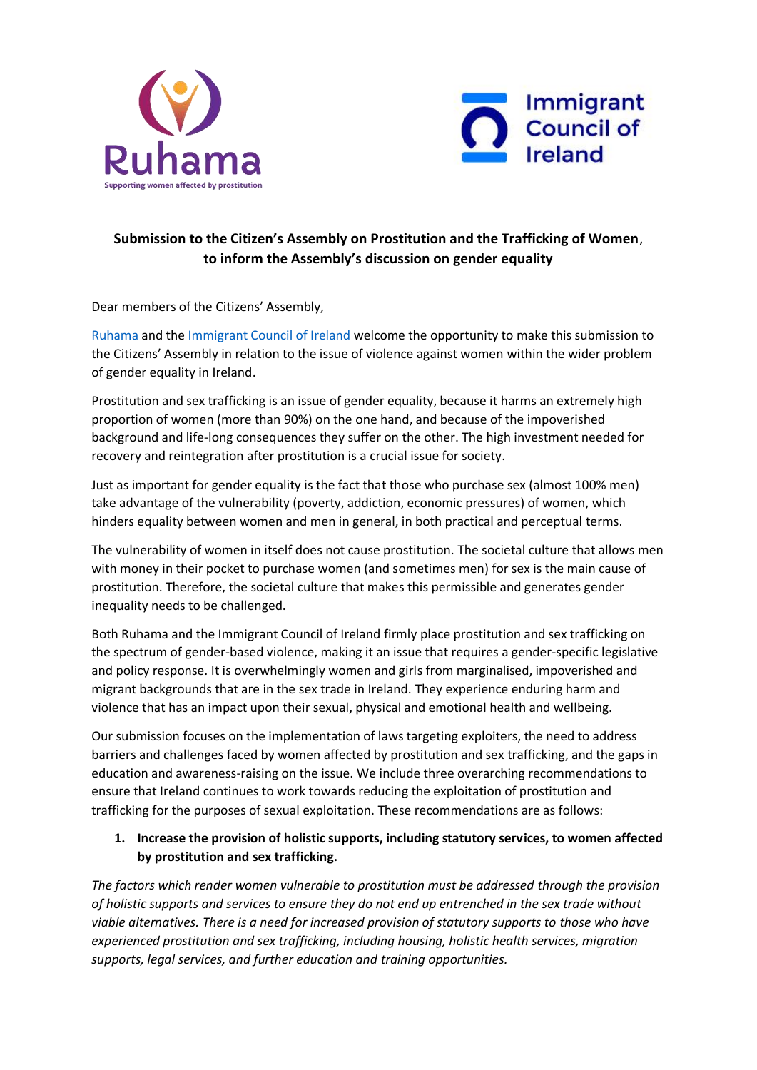**Submission to the Citizen's Assembly on Prostitution and the Trafficking of Women, to inform the Assembly's discussion on gender equality**

Dear members of the Citizens' Assembly,

[Ruhama](#) and the [Immigrant Council of Ireland](#) welcome the opportunity to make this submission to the Citizens' Assembly in relation to the issue of violence against women within the wider problem of gender equality in Ireland.

Prostitution and sex trafficking is an issue of gender equality, because it harms an extremely high proportion of women (more than 90%) on the one hand, and because of the impoverished background and life-long consequences they suffer on the other. The high investment needed for recovery and reintegration after prostitution is a crucial issue for society.

Just as important for gender equality is the fact that those who purchase sex (almost 100% men) take advantage of the vulnerability (poverty, addiction, economic pressures) of women, which hinders equality between women and men in general, in both practical and perceptual terms.

The vulnerability of women in itself does not cause prostitution. The societal culture that allows men with money in their pocket to purchase women (and sometimes men) for sex is the main cause of prostitution. Therefore, the societal culture that makes this permissible and generates gender inequality needs to be challenged.

Both Ruhama and the Immigrant Council of Ireland firmly place prostitution and sex trafficking on the spectrum of gender-based violence, making it an issue that requires a gender-specific legislative and policy response. It is overwhelmingly women and girls from marginalised, impoverished and migrant backgrounds that are in the sex trade in Ireland. They experience enduring harm and violence that has an impact upon their sexual, physical and emotional health and wellbeing.

Our submission focuses on the implementation of laws targeting exploiters, the need to address barriers and challenges faced by women affected by prostitution and sex trafficking, and the gaps in education and awareness-raising on the issue. We include three overarching recommendations to ensure that Ireland continues to work towards reducing the exploitation of prostitution and trafficking for the purposes of sexual exploitation. These recommendations are as follows:

1. **Increase the provision of holistic supports, including statutory services, to women affected by prostitution and sex trafficking.**

*The factors which render women vulnerable to prostitution must be addressed through the provision of holistic supports and services to ensure they do not end up entrenched in the sex trade without viable alternatives. There is a need for increased provision of statutory supports to those who have experienced prostitution and sex trafficking, including housing, holistic health services, migration supports, legal services, and further education and training opportunities.*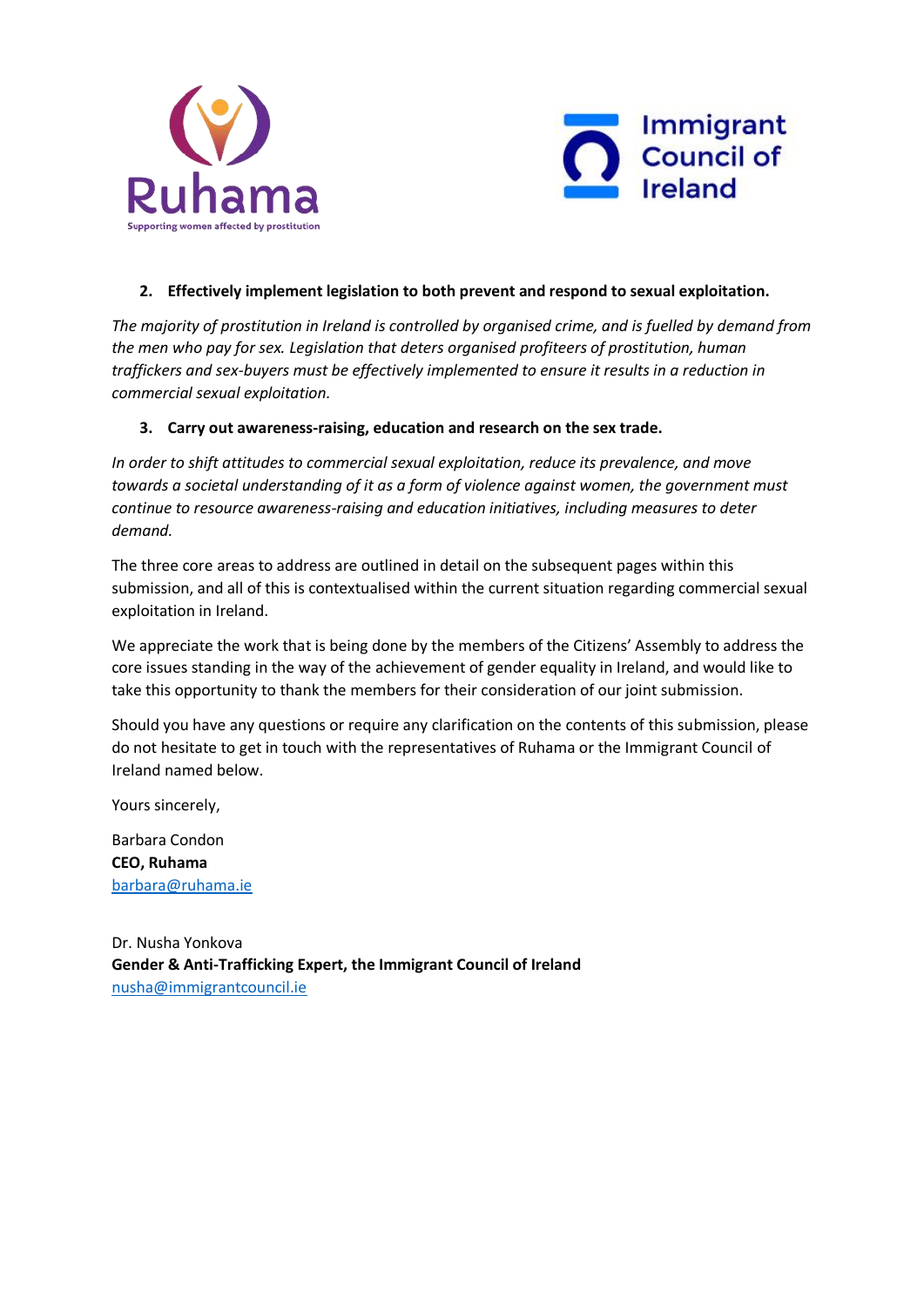2. **Effectively implement legislation to both prevent and respond to sexual exploitation.**

*The majority of prostitution in Ireland is controlled by organised crime, and is fuelled by demand from the men who pay for sex. Legislation that deters organised profiteers of prostitution, human traffickers and sex-buyers must be effectively implemented to ensure it results in a reduction in commercial sexual exploitation.*

3. **Carry out awareness-raising, education and research on the sex trade.**

*In order to shift attitudes to commercial sexual exploitation, reduce its prevalence, and move towards a societal understanding of it as a form of violence against women, the government must continue to resource awareness-raising and education initiatives, including measures to deter demand.*

The three core areas to address are outlined in detail on the subsequent pages within this submission, and all of this is contextualised within the current situation regarding commercial sexual exploitation in Ireland.

We appreciate the work that is being done by the members of the Citizens' Assembly to address the core issues standing in the way of the achievement of gender equality in Ireland, and would like to take this opportunity to thank the members for their consideration of our joint submission.

Should you have any questions or require any clarification on the contents of this submission, please do not hesitate to get in touch with the representatives of Ruhama or the Immigrant Council of Ireland named below.

Yours sincerely,

Barbara Condon
**CEO, Ruhama**
barbara@ruhama.ie

Dr. Nusha Yonkova
**Gender & Anti-Trafficking Expert, the Immigrant Council of Ireland**
nusha@immigrantcouncil.ie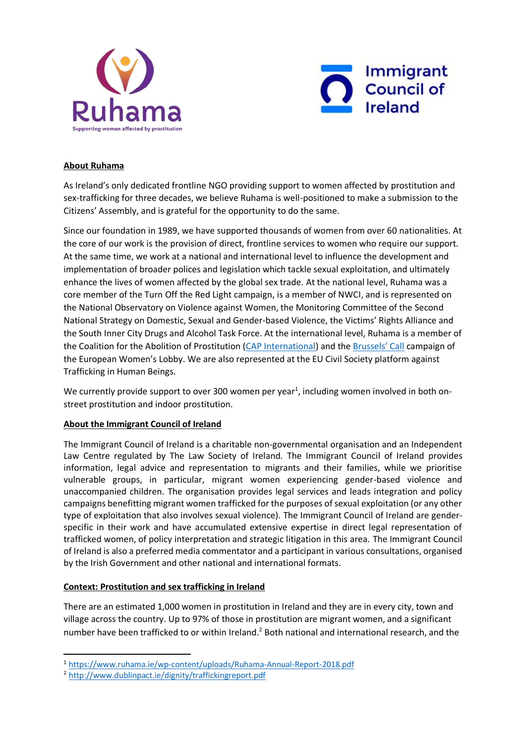## About Ruhama

As Ireland's only dedicated frontline NGO providing support to women affected by prostitution and sex-trafficking for three decades, we believe Ruhama is well-positioned to make a submission to the Citizens' Assembly, and is grateful for the opportunity to do the same.

Since our foundation in 1989, we have supported thousands of women from over 60 nationalities. At the core of our work is the provision of direct, frontline services to women who require our support. At the same time, we work at a national and international level to influence the development and implementation of broader polices and legislation which tackle sexual exploitation, and ultimately enhance the lives of women affected by the global sex trade. At the national level, Ruhama was a core member of the Turn Off the Red Light campaign, is a member of NWCI, and is represented on the National Observatory on Violence against Women, the Monitoring Committee of the Second National Strategy on Domestic, Sexual and Gender-based Violence, the Victims' Rights Alliance and the South Inner City Drugs and Alcohol Task Force. At the international level, Ruhama is a member of the Coalition for the Abolition of Prostitution (CAP International) and the Brussels' Call campaign of the European Women's Lobby. We are also represented at the EU Civil Society platform against Trafficking in Human Beings.

We currently provide support to over 300 women per year[1], including women involved in both on-street prostitution and indoor prostitution.

## About the Immigrant Council of Ireland

The Immigrant Council of Ireland is a charitable non-governmental organisation and an Independent Law Centre regulated by The Law Society of Ireland. The Immigrant Council of Ireland provides information, legal advice and representation to migrants and their families, while we prioritise vulnerable groups, in particular, migrant women experiencing gender-based violence and unaccompanied children. The organisation provides legal services and leads integration and policy campaigns benefitting migrant women trafficked for the purposes of sexual exploitation (or any other type of exploitation that also involves sexual violence). The Immigrant Council of Ireland are gender-specific in their work and have accumulated extensive expertise in direct legal representation of trafficked women, of policy interpretation and strategic litigation in this area. The Immigrant Council of Ireland is also a preferred media commentator and a participant in various consultations, organised by the Irish Government and other national and international formats.

## Context: Prostitution and sex trafficking in Ireland

There are an estimated 1,000 women in prostitution in Ireland and they are in every city, town and village across the country. Up to 97% of those in prostitution are migrant women, and a significant number have been trafficked to or within Ireland.[2] Both national and international research, and the

---

[1] https://www.ruhama.ie/wp-content/uploads/Ruhama-Annual-Report-2018.pdf

[2] http://www.dublinpact.ie/dignity/traffickingreport.pdf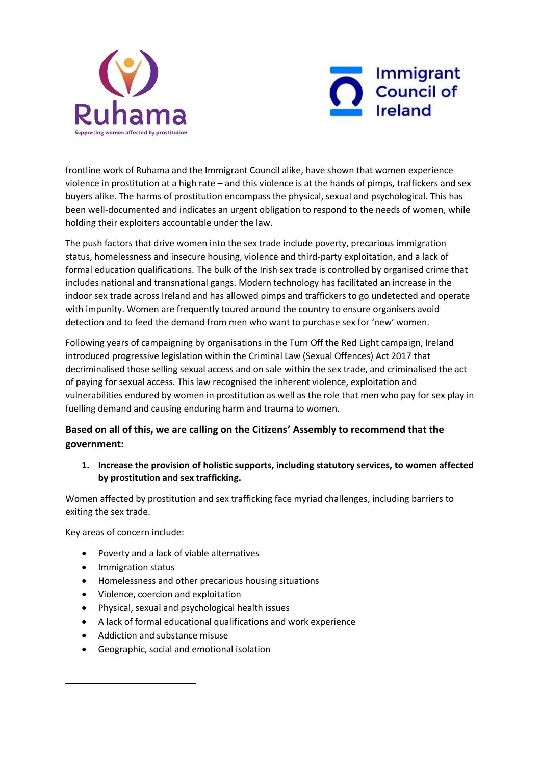frontline work of Ruhama and the Immigrant Council alike, have shown that women experience violence in prostitution at a high rate – and this violence is at the hands of pimps, traffickers and sex buyers alike. The harms of prostitution encompass the physical, sexual and psychological. This has been well-documented and indicates an urgent obligation to respond to the needs of women, while holding their exploiters accountable under the law.

The push factors that drive women into the sex trade include poverty, precarious immigration status, homelessness and insecure housing, violence and third-party exploitation, and a lack of formal education qualifications. The bulk of the Irish sex trade is controlled by organised crime that includes national and transnational gangs. Modern technology has facilitated an increase in the indoor sex trade across Ireland and has allowed pimps and traffickers to go undetected and operate with impunity. Women are frequently toured around the country to ensure organisers avoid detection and to feed the demand from men who want to purchase sex for 'new' women.

Following years of campaigning by organisations in the Turn Off the Red Light campaign, Ireland introduced progressive legislation within the Criminal Law (Sexual Offences) Act 2017 that decriminalised those selling sexual access and on sale within the sex trade, and criminalised the act of paying for sexual access. This law recognised the inherent violence, exploitation and vulnerabilities endured by women in prostitution as well as the role that men who pay for sex play in fuelling demand and causing enduring harm and trauma to women.

**Based on all of this, we are calling on the Citizens' Assembly to recommend that the government:**

1. **Increase the provision of holistic supports, including statutory services, to women affected by prostitution and sex trafficking.**

Women affected by prostitution and sex trafficking face myriad challenges, including barriers to exiting the sex trade.

Key areas of concern include:

- Poverty and a lack of viable alternatives
- Immigration status
- Homelessness and other precarious housing situations
- Violence, coercion and exploitation
- Physical, sexual and psychological health issues
- A lack of formal educational qualifications and work experience
- Addiction and substance misuse
- Geographic, social and emotional isolation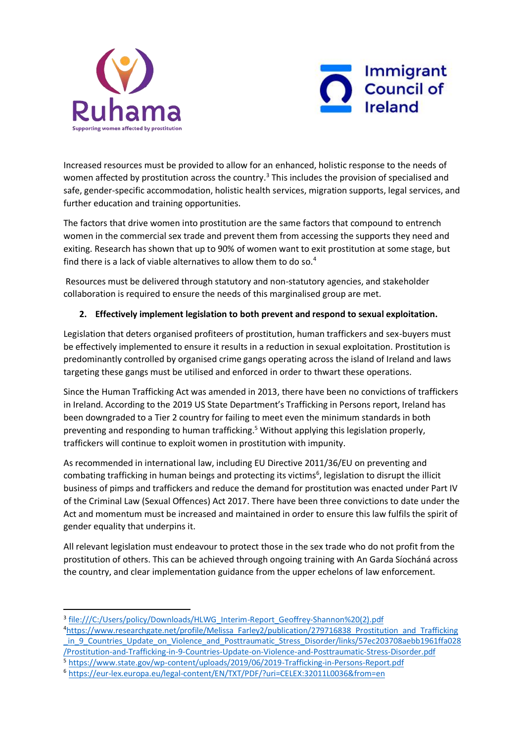Increased resources must be provided to allow for an enhanced, holistic response to the needs of women affected by prostitution across the country.[3] This includes the provision of specialised and safe, gender-specific accommodation, holistic health services, migration supports, legal services, and further education and training opportunities.

The factors that drive women into prostitution are the same factors that compound to entrench women in the commercial sex trade and prevent them from accessing the supports they need and exiting. Research has shown that up to 90% of women want to exit prostitution at some stage, but find there is a lack of viable alternatives to allow them to do so.[4]

Resources must be delivered through statutory and non-statutory agencies, and stakeholder collaboration is required to ensure the needs of this marginalised group are met.

**2. Effectively implement legislation to both prevent and respond to sexual exploitation.**

Legislation that deters organised profiteers of prostitution, human traffickers and sex-buyers must be effectively implemented to ensure it results in a reduction in sexual exploitation. Prostitution is predominantly controlled by organised crime gangs operating across the island of Ireland and laws targeting these gangs must be utilised and enforced in order to thwart these operations.

Since the Human Trafficking Act was amended in 2013, there have been no convictions of traffickers in Ireland. According to the 2019 US State Department's Trafficking in Persons report, Ireland has been downgraded to a Tier 2 country for failing to meet even the minimum standards in both preventing and responding to human trafficking.[5] Without applying this legislation properly, traffickers will continue to exploit women in prostitution with impunity.

As recommended in international law, including EU Directive 2011/36/EU on preventing and combating trafficking in human beings and protecting its victims[6], legislation to disrupt the illicit business of pimps and traffickers and reduce the demand for prostitution was enacted under Part IV of the Criminal Law (Sexual Offences) Act 2017. There have been three convictions to date under the Act and momentum must be increased and maintained in order to ensure this law fulfils the spirit of gender equality that underpins it.

All relevant legislation must endeavour to protect those in the sex trade who do not profit from the prostitution of others. This can be achieved through ongoing training with An Garda Síochána across the country, and clear implementation guidance from the upper echelons of law enforcement.

---

[3] file:///C:/Users/policy/Downloads/HLWG_Interim-Report_Geoffrey-Shannon%20(2).pdf

[4] https://www.researchgate.net/profile/Melissa_Farley2/publication/279716838_Prostitution_and_Trafficking_in_9_Countries_Update_on_Violence_and_Posttraumatic_Stress_Disorder/links/57ec203708aebb1961ffa028/Prostitution-and-Trafficking-in-9-Countries-Update-on-Violence-and-Posttraumatic-Stress-Disorder.pdf

[5] https://www.state.gov/wp-content/uploads/2019/06/2019-Trafficking-in-Persons-Report.pdf

[6] https://eur-lex.europa.eu/legal-content/EN/TXT/PDF/?uri=CELEX:32011L0036&from=en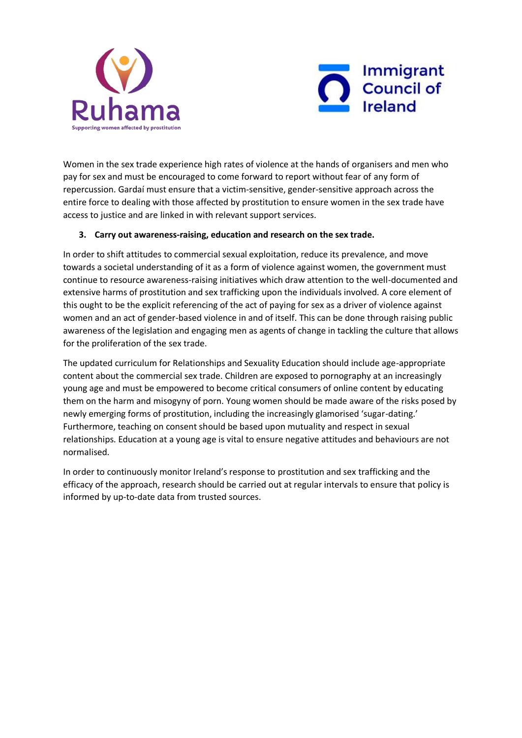Women in the sex trade experience high rates of violence at the hands of organisers and men who pay for sex and must be encouraged to come forward to report without fear of any form of repercussion. Gardaí must ensure that a victim-sensitive, gender-sensitive approach across the entire force to dealing with those affected by prostitution to ensure women in the sex trade have access to justice and are linked in with relevant support services.

3. **Carry out awareness-raising, education and research on the sex trade.**

In order to shift attitudes to commercial sexual exploitation, reduce its prevalence, and move towards a societal understanding of it as a form of violence against women, the government must continue to resource awareness-raising initiatives which draw attention to the well-documented and extensive harms of prostitution and sex trafficking upon the individuals involved. A core element of this ought to be the explicit referencing of the act of paying for sex as a driver of violence against women and an act of gender-based violence in and of itself. This can be done through raising public awareness of the legislation and engaging men as agents of change in tackling the culture that allows for the proliferation of the sex trade.

The updated curriculum for Relationships and Sexuality Education should include age-appropriate content about the commercial sex trade. Children are exposed to pornography at an increasingly young age and must be empowered to become critical consumers of online content by educating them on the harm and misogyny of porn. Young women should be made aware of the risks posed by newly emerging forms of prostitution, including the increasingly glamorised 'sugar-dating.' Furthermore, teaching on consent should be based upon mutuality and respect in sexual relationships. Education at a young age is vital to ensure negative attitudes and behaviours are not normalised.

In order to continuously monitor Ireland's response to prostitution and sex trafficking and the efficacy of the approach, research should be carried out at regular intervals to ensure that policy is informed by up-to-date data from trusted sources.